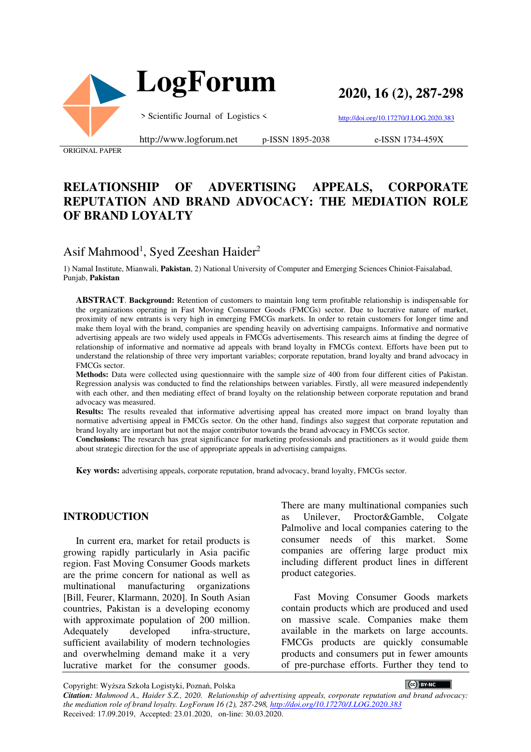ORIGINAL PAPER

# RELATIONSHIP OF ADVERTISING APPEALS, CORPORATE REPUTATION AND BRAND ADVOCACY: THE MEDIATION ROLE OF BRAND LOYALTY

Asif Mahmood[1], Syed Zeeshan Haider[2]

1) Namal Institute, Mianwali, **Pakistan**, 2) National University of Computer and Emerging Sciences Chiniot-Faisalabad, Punjab, **Pakistan**

**ABSTRACT**. **Background:** Retention of customers to maintain long term profitable relationship is indispensable for the organizations operating in Fast Moving Consumer Goods (FMCGs) sector. Due to lucrative nature of market, proximity of new entrants is very high in emerging FMCGs markets. In order to retain customers for longer time and make them loyal with the brand, companies are spending heavily on advertising campaigns. Informative and normative advertising appeals are two widely used appeals in FMCGs advertisements. This research aims at finding the degree of relationship of informative and normative ad appeals with brand loyalty in FMCGs context. Efforts have been put to understand the relationship of three very important variables; corporate reputation, brand loyalty and brand advocacy in FMCGs sector.

**Methods:** Data were collected using questionnaire with the sample size of 400 from four different cities of Pakistan. Regression analysis was conducted to find the relationships between variables. Firstly, all were measured independently with each other, and then mediating effect of brand loyalty on the relationship between corporate reputation and brand advocacy was measured.

**Results:** The results revealed that informative advertising appeal has created more impact on brand loyalty than normative advertising appeal in FMCGs sector. On the other hand, findings also suggest that corporate reputation and brand loyalty are important but not the major contributor towards the brand advocacy in FMCGs sector.

**Conclusions:** The research has great significance for marketing professionals and practitioners as it would guide them about strategic direction for the use of appropriate appeals in advertising campaigns.

**Key words:** advertising appeals, corporate reputation, brand advocacy, brand loyalty, FMCGs sector.

## INTRODUCTION

In current era, market for retail products is growing rapidly particularly in Asia pacific region. Fast Moving Consumer Goods markets are the prime concern for national as well as multinational manufacturing organizations [Bill, Feurer, Klarmann, 2020]. In South Asian countries, Pakistan is a developing economy with approximate population of 200 million. Adequately developed infra-structure, sufficient availability of modern technologies and overwhelming demand make it a very lucrative market for the consumer goods. There are many multinational companies such as Unilever, Proctor&Gamble, Colgate Palmolive and local companies catering to the consumer needs of this market. Some companies are offering large product mix including different product lines in different product categories.

Fast Moving Consumer Goods markets contain products which are produced and used on massive scale. Companies make them available in the markets on large accounts. FMCGs products are quickly consumable products and consumers put in fewer amounts of pre-purchase efforts. Further they tend to

Copyright: Wyższa Szkoła Logistyki, Poznań, Polska

*Citation: Mahmood A., Haider S.Z., 2020. Relationship of advertising appeals, corporate reputation and brand advocacy: the mediation role of brand loyalty. LogForum 16 (2), 287-298, http://doi.org/10.17270/J.LOG.2020.383*

Received: 17.09.2019, Accepted: 23.01.2020, on-line: 30.03.2020.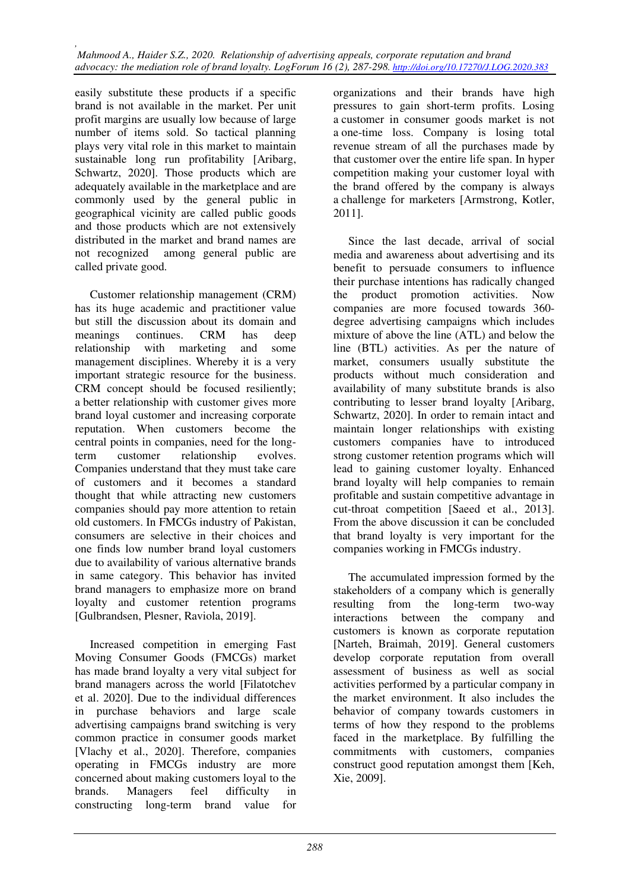easily substitute these products if a specific brand is not available in the market. Per unit profit margins are usually low because of large number of items sold. So tactical planning plays very vital role in this market to maintain sustainable long run profitability [Aribarg, Schwartz, 2020]. Those products which are adequately available in the marketplace and are commonly used by the general public in geographical vicinity are called public goods and those products which are not extensively distributed in the market and brand names are not recognized among general public are called private good.

Customer relationship management (CRM) has its huge academic and practitioner value but still the discussion about its domain and meanings continues. CRM has deep relationship with marketing and some management disciplines. Whereby it is a very important strategic resource for the business. CRM concept should be focused resiliently; a better relationship with customer gives more brand loyal customer and increasing corporate reputation. When customers become the central points in companies, need for the long-term customer relationship evolves. Companies understand that they must take care of customers and it becomes a standard thought that while attracting new customers companies should pay more attention to retain old customers. In FMCGs industry of Pakistan, consumers are selective in their choices and one finds low number brand loyal customers due to availability of various alternative brands in same category. This behavior has invited brand managers to emphasize more on brand loyalty and customer retention programs [Gulbrandsen, Plesner, Raviola, 2019].

Increased competition in emerging Fast Moving Consumer Goods (FMCGs) market has made brand loyalty a very vital subject for brand managers across the world [Filatotchev et al. 2020]. Due to the individual differences in purchase behaviors and large scale advertising campaigns brand switching is very common practice in consumer goods market [Vlachy et al., 2020]. Therefore, companies operating in FMCGs industry are more concerned about making customers loyal to the brands. Managers feel difficulty in constructing long-term brand value for organizations and their brands have high pressures to gain short-term profits. Losing a customer in customer goods market is not a one-time loss. Company is losing total revenue stream of all the purchases made by that customer over the entire life span. In hyper competition making your customer loyal with the brand offered by the company is always a challenge for marketers [Armstrong, Kotler, 2011].

Since the last decade, arrival of social media and awareness about advertising and its benefit to persuade consumers to influence their purchase intentions has radically changed the product promotion activities. Now companies are more focused towards 360-degree advertising campaigns which includes mixture of above the line (ATL) and below the line (BTL) activities. As per the nature of market, consumers usually substitute the products without much consideration and availability of many substitute brands is also contributing to lesser brand loyalty [Aribarg, Schwartz, 2020]. In order to remain intact and maintain longer relationships with existing customers companies have to introduced strong customer retention programs which will lead to gaining customer loyalty. Enhanced brand loyalty will help companies to remain profitable and sustain competitive advantage in cut-throat competition [Saeed et al., 2013]. From the above discussion it can be concluded that brand loyalty is very important for the companies working in FMCGs industry.

The accumulated impression formed by the stakeholders of a company which is generally resulting from the long-term two-way interactions between the company and customers is known as corporate reputation [Narteh, Braimah, 2019]. General customers develop corporate reputation from overall assessment of business as well as social activities performed by a particular company in the market environment. It also includes the behavior of company towards customers in terms of how they respond to the problems faced in the marketplace. By fulfilling the commitments with customers, companies construct good reputation amongst them [Keh, Xie, 2009].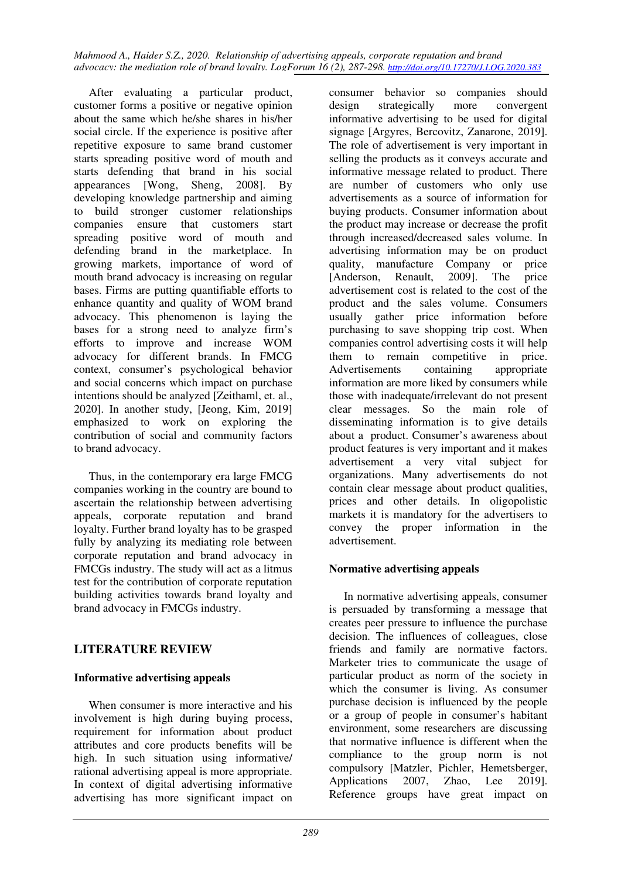After evaluating a particular product, customer forms a positive or negative opinion about the same which he/she shares in his/her social circle. If the experience is positive after repetitive exposure to same brand customer starts spreading positive word of mouth and starts defending that brand in his social appearances [Wong, Sheng, 2008]. By developing knowledge partnership and aiming to build stronger customer relationships companies ensure that customers start spreading positive word of mouth and defending brand in the marketplace. In growing markets, importance of word of mouth brand advocacy is increasing on regular bases. Firms are putting quantifiable efforts to enhance quantity and quality of WOM brand advocacy. This phenomenon is laying the bases for a strong need to analyze firm's efforts to improve and increase WOM advocacy for different brands. In FMCG context, consumer's psychological behavior and social concerns which impact on purchase intentions should be analyzed [Zeithaml, et. al., 2020]. In another study, [Jeong, Kim, 2019] emphasized to work on exploring the contribution of social and community factors to brand advocacy.

Thus, in the contemporary era large FMCG companies working in the country are bound to ascertain the relationship between advertising appeals, corporate reputation and brand loyalty. Further brand loyalty has to be grasped fully by analyzing its mediating role between corporate reputation and brand advocacy in FMCGs industry. The study will act as a litmus test for the contribution of corporate reputation building activities towards brand loyalty and brand advocacy in FMCGs industry.

## LITERATURE REVIEW

### Informative advertising appeals

When consumer is more interactive and his involvement is high during buying process, requirement for information about product attributes and core products benefits will be high. In such situation using informative/ rational advertising appeal is more appropriate. In context of digital advertising informative advertising has more significant impact on consumer behavior so companies should design strategically more convergent informative advertising to be used for digital signage [Argyres, Bercovitz, Zanarone, 2019]. The role of advertisement is very important in selling the products as it conveys accurate and informative message related to product. There are number of customers who only use advertisements as a source of information for buying products. Consumer information about the product may increase or decrease the profit through increased/decreased sales volume. In advertising information may be on product quality, manufacture Company or price [Anderson, Renault, 2009]. The price advertisement cost is related to the cost of the product and the sales volume. Consumers usually gather price information before purchasing to save shopping trip cost. When companies control advertising costs it will help them to remain competitive in price. Advertisements containing appropriate information are more liked by consumers while those with inadequate/irrelevant do not present clear messages. So the main role of disseminating information is to give details about a product. Consumer's awareness about product features is very important and it makes advertisement a very vital subject for organizations. Many advertisements do not contain clear message about product qualities, prices and other details. In oligopolistic markets it is mandatory for the advertisers to convey the proper information in the advertisement.

### Normative advertising appeals

In normative advertising appeals, consumer is persuaded by transforming a message that creates peer pressure to influence the purchase decision. The influences of colleagues, close friends and family are normative factors. Marketer tries to communicate the usage of particular product as norm of the society in which the consumer is living. As consumer purchase decision is influenced by the people or a group of people in consumer's habitant environment, some researchers are discussing that normative influence is different when the compliance to the group norm is not compulsory [Matzler, Pichler, Hemetsberger, Applications 2007, Zhao, Lee 2019]. Reference groups have great impact on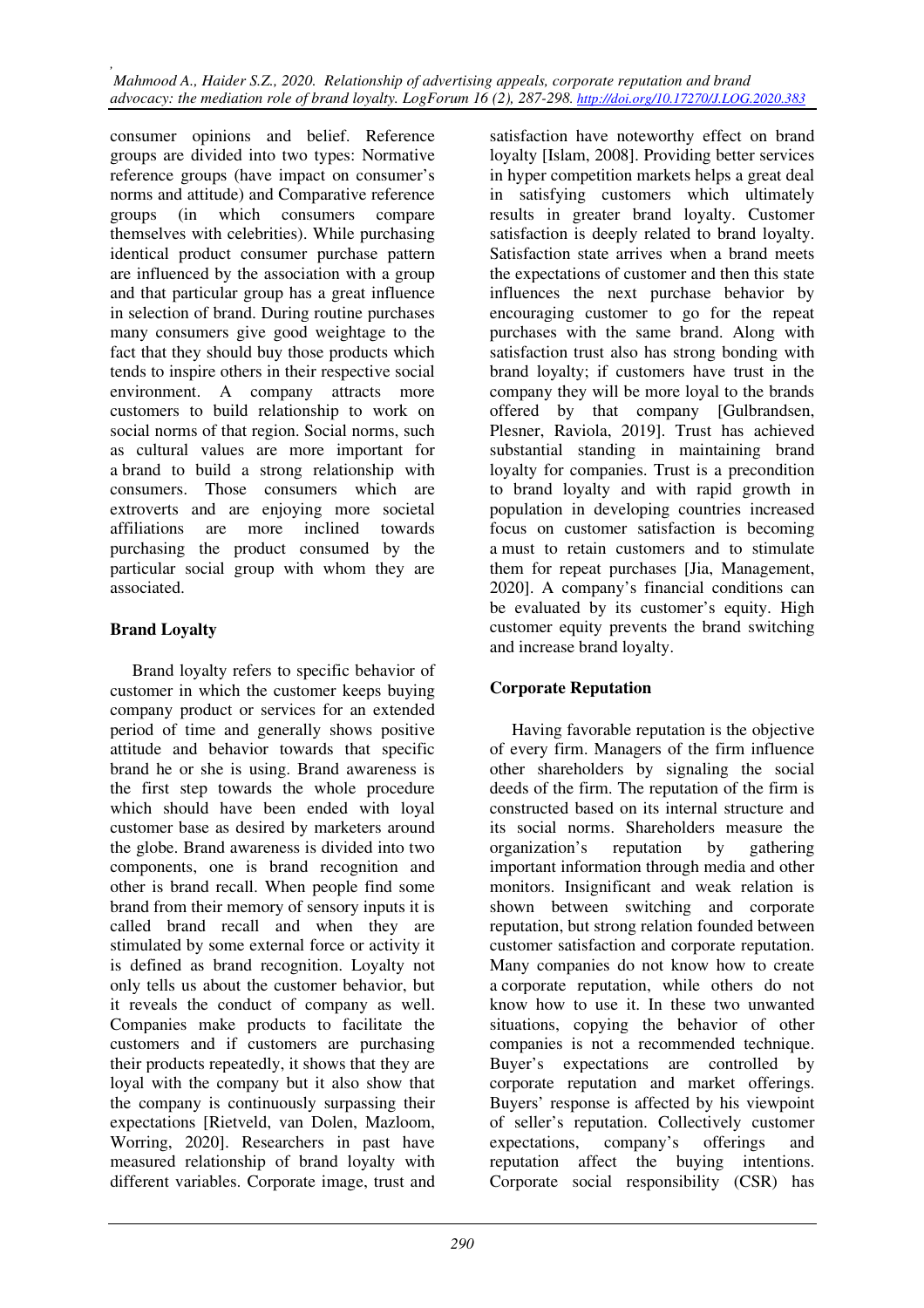consumer opinions and belief. Reference groups are divided into two types: Normative reference groups (have impact on consumer's norms and attitude) and Comparative reference groups (in which consumers compare themselves with celebrities). While purchasing identical product consumer purchase pattern are influenced by the association with a group and that particular group has a great influence in selection of brand. During routine purchases many consumers give good weightage to the fact that they should buy those products which tends to inspire others in their respective social environment. A company attracts more customers to build relationship to work on social norms of that region. Social norms, such as cultural values are more important for a brand to build a strong relationship with consumers. Those consumers which are extroverts and are enjoying more societal affiliations are more inclined towards purchasing the product consumed by the particular social group with whom they are associated.

## Brand Loyalty

Brand loyalty refers to specific behavior of customer in which the customer keeps buying company product or services for an extended period of time and generally shows positive attitude and behavior towards that specific brand he or she is using. Brand awareness is the first step towards the whole procedure which should have been ended with loyal customer base as desired by marketers around the globe. Brand awareness is divided into two components, one is brand recognition and other is brand recall. When people find some brand from their memory of sensory inputs it is called brand recall and when they are stimulated by some external force or activity it is defined as brand recognition. Loyalty not only tells us about the customer behavior, but it reveals the conduct of company as well. Companies make products to facilitate the customers and if customers are purchasing their products repeatedly, it shows that they are loyal with the company but it also show that the company is continuously surpassing their expectations [Rietveld, van Dolen, Mazloom, Worring, 2020]. Researchers in past have measured relationship of brand loyalty with different variables. Corporate image, trust and satisfaction have noteworthy effect on brand loyalty [Islam, 2008]. Providing better services in hyper competition markets helps a great deal in satisfying customers which ultimately results in greater brand loyalty. Customer satisfaction is deeply related to brand loyalty. Satisfaction state arrives when a brand meets the expectations of customer and then this state influences the next purchase behavior by encouraging customer to go for the repeat purchases with the same brand. Along with satisfaction trust also has strong bonding with brand loyalty; if customers have trust in the company they will be more loyal to the brands offered by that company [Gulbrandsen, Plesner, Raviola, 2019]. Trust has achieved substantial standing in maintaining brand loyalty for companies. Trust is a precondition to brand loyalty and with rapid growth in population in developing countries increased focus on customer satisfaction is becoming a must to retain customers and to stimulate them for repeat purchases [Jia, Management, 2020]. A company's financial conditions can be evaluated by its customer's equity. High customer equity prevents the brand switching and increase brand loyalty.

## Corporate Reputation

Having favorable reputation is the objective of every firm. Managers of the firm influence other shareholders by signaling the social deeds of the firm. The reputation of the firm is constructed based on its internal structure and its social norms. Shareholders measure the organization's reputation by gathering important information through media and other monitors. Insignificant and weak relation is shown between switching and corporate reputation, but strong relation founded between customer satisfaction and corporate reputation. Many companies do not know how to create a corporate reputation, while others do not know how to use it. In these two unwanted situations, copying the behavior of other companies is not a recommended technique. Buyer's expectations are controlled by corporate reputation and market offerings. Buyers' response is affected by his viewpoint of seller's reputation. Collectively customer expectations, company's offerings and reputation affect the buying intentions. Corporate social responsibility (CSR) has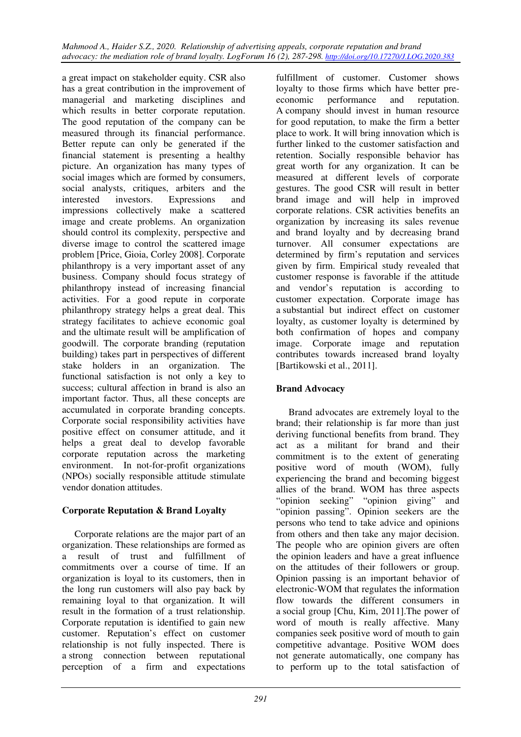a great impact on stakeholder equity. CSR also has a great contribution in the improvement of managerial and marketing disciplines and which results in better corporate reputation. The good reputation of the company can be measured through its financial performance. Better repute can only be generated if the financial statement is presenting a healthy picture. An organization has many types of social images which are formed by consumers, social analysts, critiques, arbiters and the interested investors. Expressions and impressions collectively make a scattered image and create problems. An organization should control its complexity, perspective and diverse image to control the scattered image problem [Price, Gioia, Corley 2008]. Corporate philanthropy is a very important asset of any business. Company should focus strategy of philanthropy instead of increasing financial activities. For a good repute in corporate philanthropy strategy helps a great deal. This strategy facilitates to achieve economic goal and the ultimate result will be amplification of goodwill. The corporate branding (reputation building) takes part in perspectives of different stake holders in an organization. The functional satisfaction is not only a key to success; cultural affection in brand is also an important factor. Thus, all these concepts are accumulated in corporate branding concepts. Corporate social responsibility activities have positive effect on consumer attitude, and it helps a great deal to develop favorable corporate reputation across the marketing environment. In not-for-profit organizations (NPOs) socially responsible attitude stimulate vendor donation attitudes.

## Corporate Reputation & Brand Loyalty

Corporate relations are the major part of an organization. These relationships are formed as a result of trust and fulfillment of commitments over a course of time. If an organization is loyal to its customers, then in the long run customers will also pay back by remaining loyal to that organization. It will result in the formation of a trust relationship. Corporate reputation is identified to gain new customer. Reputation's effect on customer relationship is not fully inspected. There is a strong connection between reputational perception of a firm and expectations fulfillment of customer. Customer shows loyalty to those firms which have better pre-economic performance and reputation. A company should invest in human resource for good reputation, to make the firm a better place to work. It will bring innovation which is further linked to the customer satisfaction and retention. Socially responsible behavior has great worth for any organization. It can be measured at different levels of corporate gestures. The good CSR will result in better brand image and will help in improved corporate relations. CSR activities benefits an organization by increasing its sales revenue and brand loyalty and by decreasing brand turnover. All consumer expectations are determined by firm's reputation and services given by firm. Empirical study revealed that customer response is favorable if the attitude and vendor's reputation is according to customer expectation. Corporate image has a substantial but indirect effect on customer loyalty, as customer loyalty is determined by both confirmation of hopes and company image. Corporate image and reputation contributes towards increased brand loyalty [Bartikowski et al., 2011].

## Brand Advocacy

Brand advocates are extremely loyal to the brand; their relationship is far more than just deriving functional benefits from brand. They act as a militant for brand and their commitment is to the extent of generating positive word of mouth (WOM), fully experiencing the brand and becoming biggest allies of the brand. WOM has three aspects "opinion seeking" "opinion giving" and "opinion passing". Opinion seekers are the persons who tend to take advice and opinions from others and then take any major decision. The people who are opinion givers are often the opinion leaders and have a great influence on the attitudes of their followers or group. Opinion passing is an important behavior of electronic-WOM that regulates the information flow towards the different consumers in a social group [Chu, Kim, 2011].The power of word of mouth is really affective. Many companies seek positive word of mouth to gain competitive advantage. Positive WOM does not generate automatically, one company has to perform up to the total satisfaction of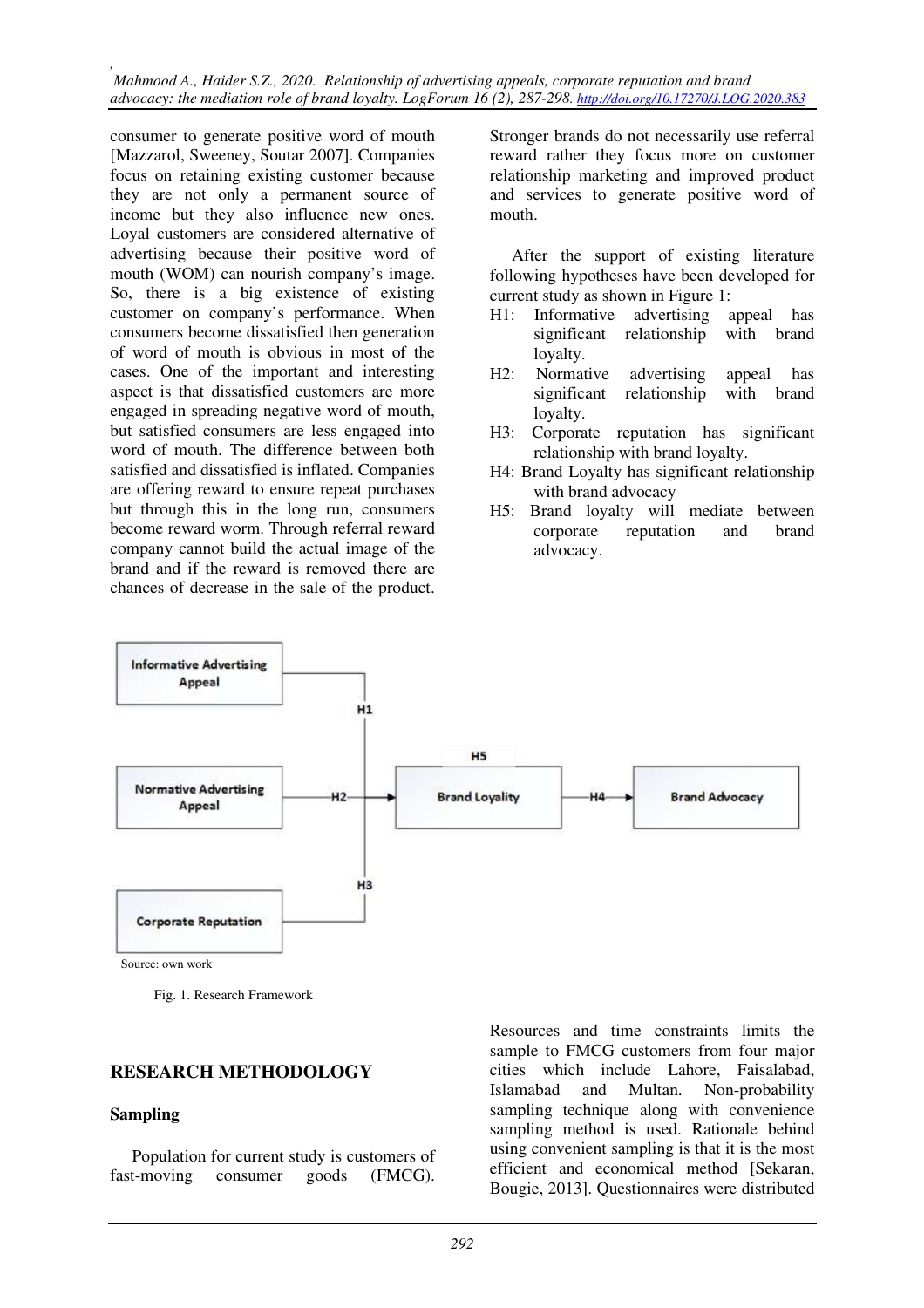consumer to generate positive word of mouth [Mazzarol, Sweeney, Soutar 2007]. Companies focus on retaining existing customer because they are not only a permanent source of income but they also influence new ones. Loyal customers are considered alternative of advertising because their positive word of mouth (WOM) can nourish company's image. So, there is a big existence of existing customer on company's performance. When consumers become dissatisfied then generation of word of mouth is obvious in most of the cases. One of the important and interesting aspect is that dissatisfied customers are more engaged in spreading negative word of mouth, but satisfied consumers are less engaged into word of mouth. The difference between both satisfied and dissatisfied is inflated. Companies are offering reward to ensure repeat purchases but through this in the long run, consumers become reward worm. Through referral reward company cannot build the actual image of the brand and if the reward is removed there are chances of decrease in the sale of the product. Stronger brands do not necessarily use referral reward rather they focus more on customer relationship marketing and improved product and services to generate positive word of mouth.

After the support of existing literature following hypotheses have been developed for current study as shown in Figure 1:

H1: Informative advertising appeal has significant relationship with brand loyalty.

H2: Normative advertising appeal has significant relationship with brand loyalty.

H3: Corporate reputation has significant relationship with brand loyalty.

H4: Brand Loyalty has significant relationship with brand advocacy

H5: Brand loyalty will mediate between corporate reputation and brand advocacy.

Informative Advertising Appeal —H1→ Brand Loyality
Normative Advertising Appeal —H2→ Brand Loyality
Corporate Reputation —H3→ Brand Loyality
H5
Brand Loyality —H4→ Brand Advocacy

Source: own work

Fig. 1. Research Framework

## RESEARCH METHODOLOGY

### Sampling

Population for current study is customers of fast-moving consumer goods (FMCG). Resources and time constraints limits the sample to FMCG customers from four major cities which include Lahore, Faisalabad, Islamabad and Multan. Non-probability sampling technique along with convenience sampling method is used. Rationale behind using convenient sampling is that it is the most efficient and economical method [Sekaran, Bougie, 2013]. Questionnaires were distributed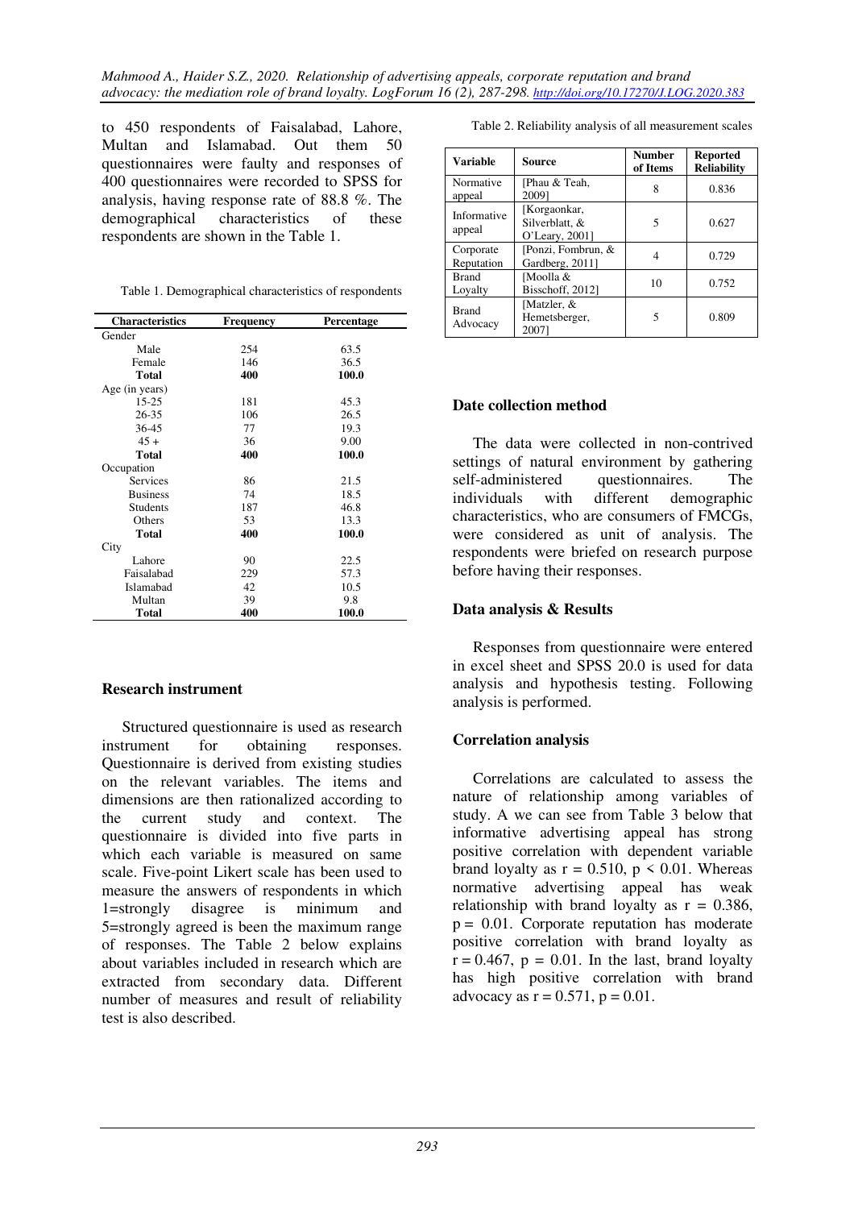to 450 respondents of Faisalabad, Lahore, Multan and Islamabad. Out them 50 questionnaires were faulty and responses of 400 questionnaires were recorded to SPSS for analysis, having response rate of 88.8 %. The demographical characteristics of these respondents are shown in the Table 1.

Table 1. Demographical characteristics of respondents

| Characteristics | Frequency | Percentage |
|---|---|---|
| Gender | | |
| Male | 254 | 63.5 |
| Female | 146 | 36.5 |
| **Total** | **400** | **100.0** |
| Age (in years) | | |
| 15-25 | 181 | 45.3 |
| 26-35 | 106 | 26.5 |
| 36-45 | 77 | 19.3 |
| 45 + | 36 | 9.00 |
| **Total** | **400** | **100.0** |
| Occupation | | |
| Services | 86 | 21.5 |
| Business | 74 | 18.5 |
| Students | 187 | 46.8 |
| Others | 53 | 13.3 |
| **Total** | **400** | **100.0** |
| City | | |
| Lahore | 90 | 22.5 |
| Faisalabad | 229 | 57.3 |
| Islamabad | 42 | 10.5 |
| Multan | 39 | 9.8 |
| **Total** | **400** | **100.0** |

## Research instrument

Structured questionnaire is used as research instrument for obtaining responses. Questionnaire is derived from existing studies on the relevant variables. The items and dimensions are then rationalized according to the current study and context. The questionnaire is divided into five parts in which each variable is measured on same scale. Five-point Likert scale has been used to measure the answers of respondents in which 1=strongly disagree is minimum and 5=strongly agreed is been the maximum range of responses. The Table 2 below explains about variables included in research which are extracted from secondary data. Different number of measures and result of reliability test is also described.

Table 2. Reliability analysis of all measurement scales

| Variable | Source | Number of Items | Reported Reliability |
|---|---|---|---|
| Normative appeal | [Phau & Teah, 2009] | 8 | 0.836 |
| Informative appeal | [Korgaonkar, Silverblatt, & O'Leary, 2001] | 5 | 0.627 |
| Corporate Reputation | [Ponzi, Fombrun, & Gardberg, 2011] | 4 | 0.729 |
| Brand Loyalty | [Moolla & Bisschoff, 2012] | 10 | 0.752 |
| Brand Advocacy | [Matzler, & Hemetsberger, 2007] | 5 | 0.809 |

## Date collection method

The data were collected in non-contrived settings of natural environment by gathering self-administered questionnaires. The individuals with different demographic characteristics, who are consumers of FMCGs, were considered as unit of analysis. The respondents were briefed on research purpose before having their responses.

## Data analysis & Results

Responses from questionnaire were entered in excel sheet and SPSS 20.0 is used for data analysis and hypothesis testing. Following analysis is performed.

## Correlation analysis

Correlations are calculated to assess the nature of relationship among variables of study. A we can see from Table 3 below that informative advertising appeal has strong positive correlation with dependent variable brand loyalty as $r = 0.510$, $p < 0.01$. Whereas normative advertising appeal has weak relationship with brand loyalty as $r = 0.386$, $p = 0.01$. Corporate reputation has moderate positive correlation with brand loyalty as $r = 0.467$, $p = 0.01$. In the last, brand loyalty has high positive correlation with brand advocacy as $r = 0.571$, $p = 0.01$.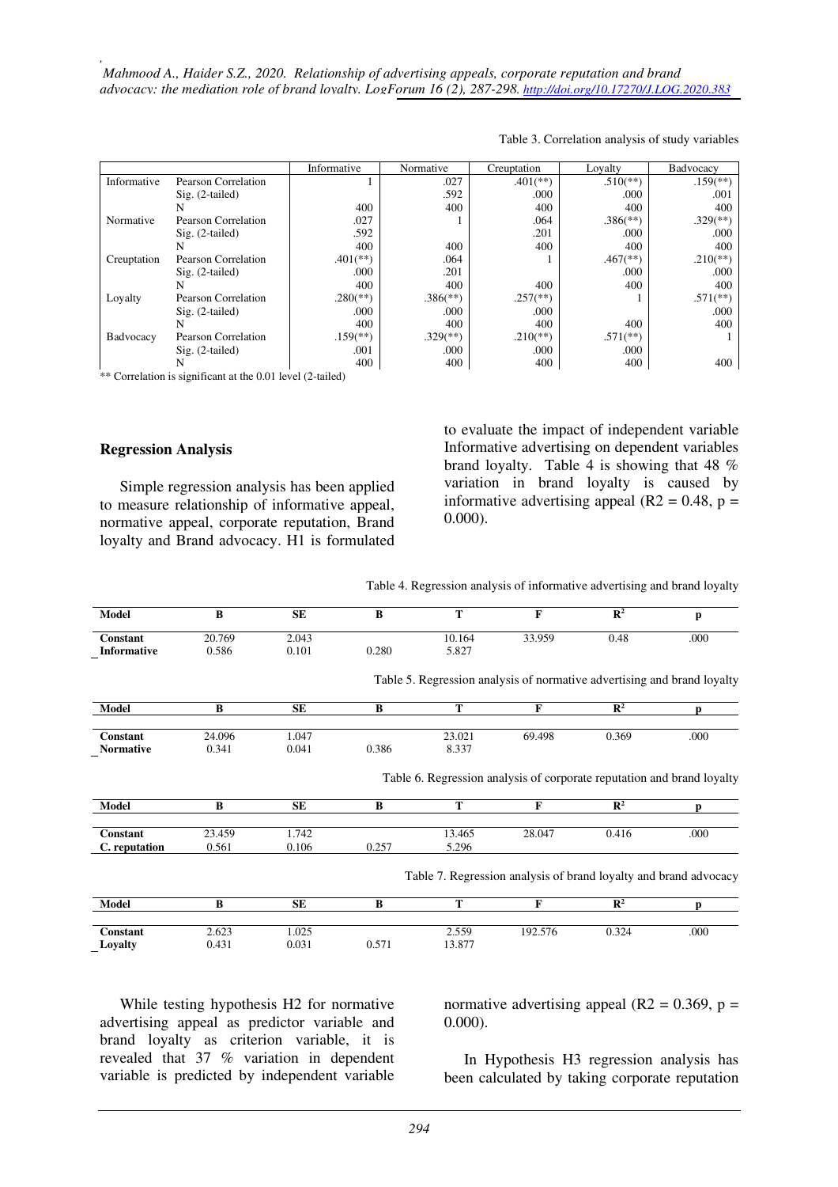Table 3. Correlation analysis of study variables

| | | Informative | Normative | Creuptation | Loyalty | Badvocacy |
|---|---|---|---|---|---|---|
| Informative | Pearson Correlation | 1 | .027 | .401(**) | .510(**) | .159(**) |
| | Sig. (2-tailed) | | .592 | .000 | .000 | .001 |
| | N | 400 | 400 | 400 | 400 | 400 |
| Normative | Pearson Correlation | .027 | 1 | .064 | .386(**) | .329(**) |
| | Sig. (2-tailed) | .592 | | .201 | .000 | .000 |
| | N | 400 | 400 | 400 | 400 | 400 |
| Creuptation | Pearson Correlation | .401(**) | .064 | 1 | .467(**) | .210(**) |
| | Sig. (2-tailed) | .000 | .201 | | .000 | .000 |
| | N | 400 | 400 | 400 | 400 | 400 |
| Loyalty | Pearson Correlation | .280(**) | .386(**) | .257(**) | 1 | .571(**) |
| | Sig. (2-tailed) | .000 | .000 | .000 | | .000 |
| | N | 400 | 400 | 400 | 400 | 400 |
| Badvocacy | Pearson Correlation | .159(**) | .329(**) | .210(**) | .571(**) | 1 |
| | Sig. (2-tailed) | .001 | .000 | .000 | .000 | |
| | N | 400 | 400 | 400 | 400 | 400 |

** Correlation is significant at the 0.01 level (2-tailed)

## Regression Analysis

Simple regression analysis has been applied to measure relationship of informative appeal, normative appeal, corporate reputation, Brand loyalty and Brand advocacy. H1 is formulated to evaluate the impact of independent variable Informative advertising on dependent variables brand loyalty. Table 4 is showing that 48 % variation in brand loyalty is caused by informative advertising appeal ($R2 = 0.48$, $p = 0.000$).

Table 4. Regression analysis of informative advertising and brand loyalty

| Model | B | SE | Β | T | F | $R^2$ | p |
|---|---|---|---|---|---|---|---|
| **Constant** | 20.769 | 2.043 | | 10.164 | 33.959 | 0.48 | .000 |
| **Informative** | 0.586 | 0.101 | 0.280 | 5.827 | | | |

Table 5. Regression analysis of normative advertising and brand loyalty

| Model | B | SE | Β | T | F | $R^2$ | p |
|---|---|---|---|---|---|---|---|
| **Constant** | 24.096 | 1.047 | | 23.021 | 69.498 | 0.369 | .000 |
| **Normative** | 0.341 | 0.041 | 0.386 | 8.337 | | | |

Table 6. Regression analysis of corporate reputation and brand loyalty

| Model | B | SE | Β | T | F | $R^2$ | p |
|---|---|---|---|---|---|---|---|
| **Constant** | 23.459 | 1.742 | | 13.465 | 28.047 | 0.416 | .000 |
| **C. reputation** | 0.561 | 0.106 | 0.257 | 5.296 | | | |

Table 7. Regression analysis of brand loyalty and brand advocacy

| Model | B | SE | Β | T | F | $R^2$ | p |
|---|---|---|---|---|---|---|---|
| **Constant** | 2.623 | 1.025 | | 2.559 | 192.576 | 0.324 | .000 |
| **Loyalty** | 0.431 | 0.031 | 0.571 | 13.877 | | | |

While testing hypothesis H2 for normative advertising appeal as predictor variable and brand loyalty as criterion variable, it is revealed that 37 % variation in dependent variable is predicted by independent variable normative advertising appeal ($R2 = 0.369$, $p = 0.000$).

In Hypothesis H3 regression analysis has been calculated by taking corporate reputation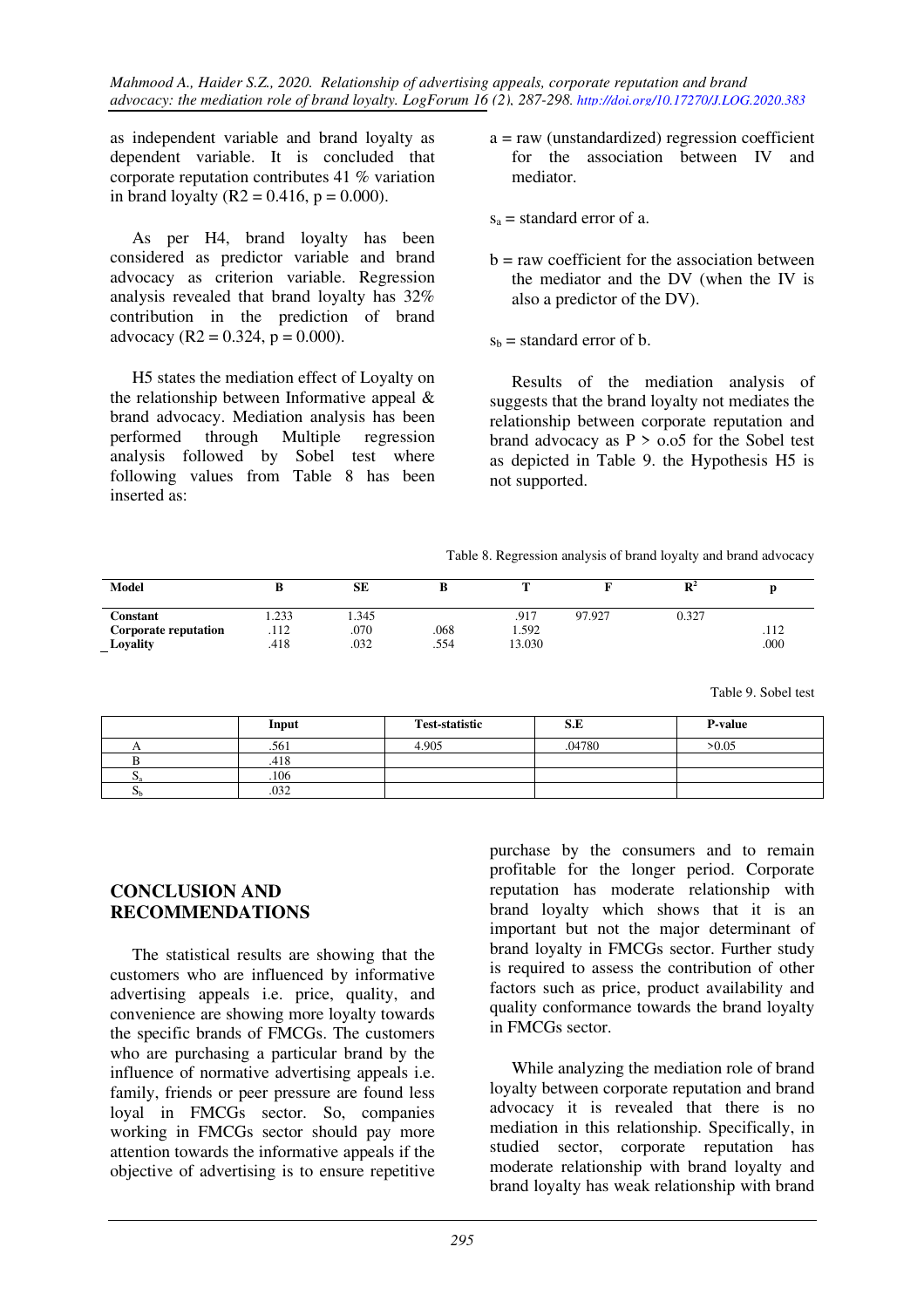as independent variable and brand loyalty as dependent variable. It is concluded that corporate reputation contributes 41 % variation in brand loyalty (R2 = 0.416, p = 0.000).

As per H4, brand loyalty has been considered as predictor variable and brand advocacy as criterion variable. Regression analysis revealed that brand loyalty has 32% contribution in the prediction of brand advocacy (R2 = 0.324, p = 0.000).

H5 states the mediation effect of Loyalty on the relationship between Informative appeal & brand advocacy. Mediation analysis has been performed through Multiple regression analysis followed by Sobel test where following values from Table 8 has been inserted as:

a = raw (unstandardized) regression coefficient for the association between IV and mediator.

$s_a$ = standard error of a.

b = raw coefficient for the association between the mediator and the DV (when the IV is also a predictor of the DV).

$s_b$ = standard error of b.

Results of the mediation analysis of suggests that the brand loyalty not mediates the relationship between corporate reputation and brand advocacy as P > o.o5 for the Sobel test as depicted in Table 9. the Hypothesis H5 is not supported.

Table 8. Regression analysis of brand loyalty and brand advocacy

| Model | B | SE | Β | T | F | $R^2$ | p |
|---|---|---|---|---|---|---|---|
| **Constant** | 1.233 | 1.345 | | .917 | 97.927 | 0.327 | |
| **Corporate reputation** | .112 | .070 | .068 | 1.592 | | | .112 |
| **Loyality** | .418 | .032 | .554 | 13.030 | | | .000 |

Table 9. Sobel test

| | Input | Test-statistic | S.E | P-value |
|---|---|---|---|---|
| A | .561 | 4.905 | .04780 | >0.05 |
| B | .418 | | | |
| $S_a$ | .106 | | | |
| $S_b$ | .032 | | | |

## CONCLUSION AND RECOMMENDATIONS

The statistical results are showing that the customers who are influenced by informative advertising appeals i.e. price, quality, and convenience are showing more loyalty towards the specific brands of FMCGs. The customers who are purchasing a particular brand by the influence of normative advertising appeals i.e. family, friends or peer pressure are found less loyal in FMCGs sector. So, companies working in FMCGs sector should pay more attention towards the informative appeals if the objective of advertising is to ensure repetitive purchase by the consumers and to remain profitable for the longer period. Corporate reputation has moderate relationship with brand loyalty which shows that it is an important but not the major determinant of brand loyalty in FMCGs sector. Further study is required to assess the contribution of other factors such as price, product availability and quality conformance towards the brand loyalty in FMCGs sector.

While analyzing the mediation role of brand loyalty between corporate reputation and brand advocacy it is revealed that there is no mediation in this relationship. Specifically, in studied sector, corporate reputation has moderate relationship with brand loyalty and brand loyalty has weak relationship with brand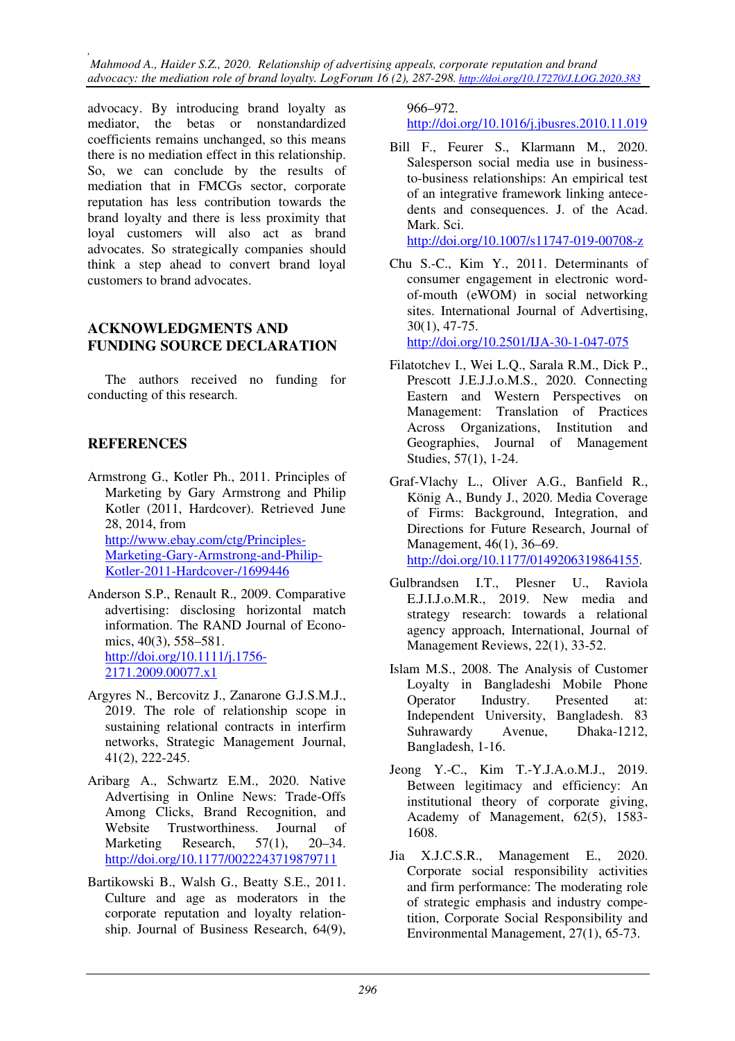advocacy. By introducing brand loyalty as mediator, the betas or nonstandardized coefficients remains unchanged, so this means there is no mediation effect in this relationship. So, we can conclude by the results of mediation that in FMCGs sector, corporate reputation has less contribution towards the brand loyalty and there is less proximity that loyal customers will also act as brand advocates. So strategically companies should think a step ahead to convert brand loyal customers to brand advocates.

## ACKNOWLEDGMENTS AND FUNDING SOURCE DECLARATION

The authors received no funding for conducting of this research.

## REFERENCES

Armstrong G., Kotler Ph., 2011. Principles of Marketing by Gary Armstrong and Philip Kotler (2011, Hardcover). Retrieved June 28, 2014, from http://www.ebay.com/ctg/Principles-Marketing-Gary-Armstrong-and-Philip-Kotler-2011-Hardcover-/1699446

Anderson S.P., Renault R., 2009. Comparative advertising: disclosing horizontal match information. The RAND Journal of Economics, 40(3), 558–581. http://doi.org/10.1111/j.1756-2171.2009.00077.x1

Argyres N., Bercovitz J., Zanarone G.J.S.M.J., 2019. The role of relationship scope in sustaining relational contracts in interfirm networks, Strategic Management Journal, 41(2), 222-245.

Aribarg A., Schwartz E.M., 2020. Native Advertising in Online News: Trade-Offs Among Clicks, Brand Recognition, and Website Trustworthiness. Journal of Marketing Research, 57(1), 20–34. http://doi.org/10.1177/0022243719879711

Bartikowski B., Walsh G., Beatty S.E., 2011. Culture and age as moderators in the corporate reputation and loyalty relationship. Journal of Business Research, 64(9), 966–972. http://doi.org/10.1016/j.jbusres.2010.11.019

Bill F., Feurer S., Klarmann M., 2020. Salesperson social media use in business-to-business relationships: An empirical test of an integrative framework linking antecedents and consequences. J. of the Acad. Mark. Sci. http://doi.org/10.1007/s11747-019-00708-z

Chu S.-C., Kim Y., 2011. Determinants of consumer engagement in electronic word-of-mouth (eWOM) in social networking sites. International Journal of Advertising, 30(1), 47-75. http://doi.org/10.2501/IJA-30-1-047-075

Filatotchev I., Wei L.Q., Sarala R.M., Dick P., Prescott J.E.J.J.o.M.S., 2020. Connecting Eastern and Western Perspectives on Management: Translation of Practices Across Organizations, Institution and Geographies, Journal of Management Studies, 57(1), 1-24.

Graf-Vlachy L., Oliver A.G., Banfield R., König A., Bundy J., 2020. Media Coverage of Firms: Background, Integration, and Directions for Future Research, Journal of Management, 46(1), 36–69. http://doi.org/10.1177/0149206319864155.

Gulbrandsen I.T., Plesner U., Raviola E.J.I.J.o.M.R., 2019. New media and strategy research: towards a relational agency approach, International, Journal of Management Reviews, 22(1), 33-52.

Islam M.S., 2008. The Analysis of Customer Loyalty in Bangladeshi Mobile Phone Operator Industry. Presented at: Independent University, Bangladesh. 83 Suhrawardy Avenue, Dhaka-1212, Bangladesh, 1-16.

Jeong Y.-C., Kim T.-Y.J.A.o.M.J., 2019. Between legitimacy and efficiency: An institutional theory of corporate giving, Academy of Management, 62(5), 1583-1608.

Jia X.J.C.S.R., Management E., 2020. Corporate social responsibility activities and firm performance: The moderating role of strategic emphasis and industry competition, Corporate Social Responsibility and Environmental Management, 27(1), 65-73.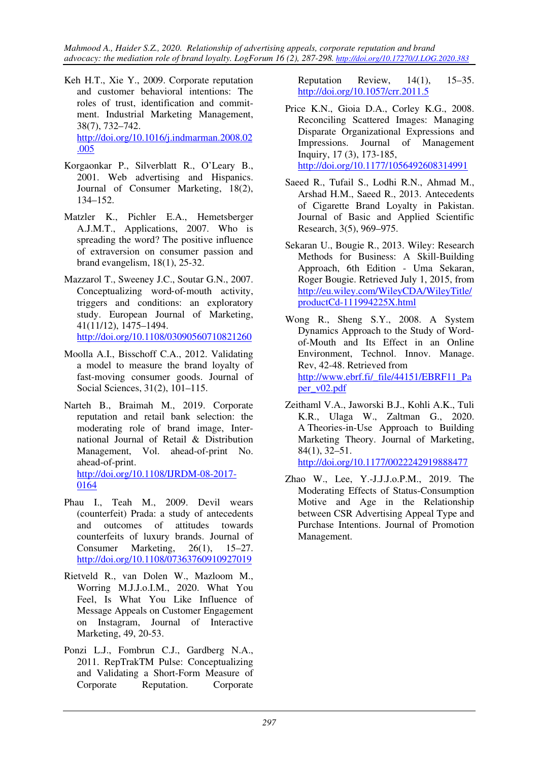Keh H.T., Xie Y., 2009. Corporate reputation and customer behavioral intentions: The roles of trust, identification and commitment. Industrial Marketing Management, 38(7), 732–742. http://doi.org/10.1016/j.indmarman.2008.02.005

Korgaonkar P., Silverblatt R., O'Leary B., 2001. Web advertising and Hispanics. Journal of Consumer Marketing, 18(2), 134–152.

Matzler K., Pichler E.A., Hemetsberger A.J.M.T., Applications, 2007. Who is spreading the word? The positive influence of extraversion on consumer passion and brand evangelism, 18(1), 25-32.

Mazzarol T., Sweeney J.C., Soutar G.N., 2007. Conceptualizing word-of-mouth activity, triggers and conditions: an exploratory study. European Journal of Marketing, 41(11/12), 1475–1494. http://doi.org/10.1108/03090560710821260

Moolla A.I., Bisschoff C.A., 2012. Validating a model to measure the brand loyalty of fast-moving consumer goods. Journal of Social Sciences, 31(2), 101–115.

Narteh B., Braimah M., 2019. Corporate reputation and retail bank selection: the moderating role of brand image, International Journal of Retail & Distribution Management, Vol. ahead-of-print No. ahead-of-print. http://doi.org/10.1108/IJRDM-08-2017-0164

Phau I., Teah M., 2009. Devil wears (counterfeit) Prada: a study of antecedents and outcomes of attitudes towards counterfeits of luxury brands. Journal of Consumer Marketing, 26(1), 15–27. http://doi.org/10.1108/07363760910927019

Rietveld R., van Dolen W., Mazloom M., Worring M.J.J.o.I.M., 2020. What You Feel, Is What You Like Influence of Message Appeals on Customer Engagement on Instagram, Journal of Interactive Marketing, 49, 20-53.

Ponzi L.J., Fombrun C.J., Gardberg N.A., 2011. RepTrakTM Pulse: Conceptualizing and Validating a Short-Form Measure of Corporate Reputation. Corporate Reputation Review, 14(1), 15–35. http://doi.org/10.1057/crr.2011.5

Price K.N., Gioia D.A., Corley K.G., 2008. Reconciling Scattered Images: Managing Disparate Organizational Expressions and Impressions. Journal of Management Inquiry, 17 (3), 173-185, http://doi.org/10.1177/1056492608314991

Saeed R., Tufail S., Lodhi R.N., Ahmad M., Arshad H.M., Saeed R., 2013. Antecedents of Cigarette Brand Loyalty in Pakistan. Journal of Basic and Applied Scientific Research, 3(5), 969–975.

Sekaran U., Bougie R., 2013. Wiley: Research Methods for Business: A Skill-Building Approach, 6th Edition - Uma Sekaran, Roger Bougie. Retrieved July 1, 2015, from http://eu.wiley.com/WileyCDA/WileyTitle/productCd-111994225X.html

Wong R., Sheng S.Y., 2008. A System Dynamics Approach to the Study of Word-of-Mouth and Its Effect in an Online Environment, Technol. Innov. Manage. Rev, 42-48. Retrieved from http://www.ebrf.fi/_file/44151/EBRF11_Paper_v02.pdf

Zeithaml V.A., Jaworski B.J., Kohli A.K., Tuli K.R., Ulaga W., Zaltman G., 2020. A Theories-in-Use Approach to Building Marketing Theory. Journal of Marketing, 84(1), 32–51. http://doi.org/10.1177/0022242919888477

Zhao W., Lee, Y.-J.J.J.o.P.M., 2019. The Moderating Effects of Status-Consumption Motive and Age in the Relationship between CSR Advertising Appeal Type and Purchase Intentions. Journal of Promotion Management.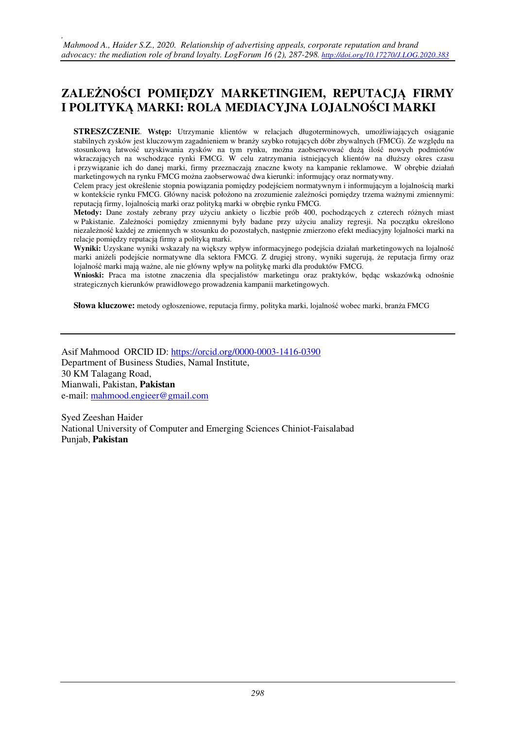# ZALEŻNOŚCI POMIĘDZY MARKETINGIEM, REPUTACJĄ FIRMY I POLITYKĄ MARKI: ROLA MEDIACYJNA LOJALNOŚCI MARKI

**STRESZCZENIE**. **Wstęp:** Utrzymanie klientów w relacjach długoterminowych, umożliwiających osiąganie stabilnych zysków jest kluczowym zagadnieniem w branży szybko rotujących dóbr zbywalnych (FMCG). Ze względu na stosunkową łatwość uzyskiwania zysków na tym rynku, można zaobserwować dużą ilość nowych podmiotów wkraczających na wschodzące rynki FMCG. W celu zatrzymania istniejących klientów na dłuższy okres czasu i przywiązanie ich do danej marki, firmy przeznaczają znaczne kwoty na kampanie reklamowe. W obrębie działań marketingowych na rynku FMCG można zaobserwować dwa kierunki: informujący oraz normatywny.

Celem pracy jest określenie stopnia powiązania pomiędzy podejściem normatywnym i informującym a lojalnością marki w kontekście rynku FMCG. Główny nacisk położono na zrozumienie zależności pomiędzy trzema ważnymi zmiennymi: reputacją firmy, lojalnością marki oraz polityką marki w obrębie rynku FMCG.

**Metody:** Dane zostały zebrany przy użyciu ankiety o liczbie prób 400, pochodzących z czterech różnych miast w Pakistanie. Zależności pomiędzy zmiennymi były badane przy użyciu analizy regresji. Na początku określono niezależność każdej ze zmiennych w stosunku do pozostałych, następnie zmierzono efekt mediacyjny lojalności marki na relacje pomiędzy reputacją firmy a polityką marki.

**Wyniki:** Uzyskane wyniki wskazały na większy wpływ informacyjnego podejścia działań marketingowych na lojalność marki aniżeli podejście normatywne dla sektora FMCG. Z drugiej strony, wyniki sugerują, że reputacja firmy oraz lojalność marki mają ważne, ale nie główny wpływ na politykę marki dla produktów FMCG.

**Wnioski:** Praca ma istotne znaczenia dla specjalistów marketingu oraz praktyków, będąc wskazówką odnośnie strategicznych kierunków prawidłowego prowadzenia kampanii marketingowych.

**Słowa kluczowe:** metody ogłoszeniowe, reputacja firmy, polityka marki, lojalność wobec marki, branża FMCG

---

Asif Mahmood ORCID ID: https://orcid.org/0000-0003-1416-0390
Department of Business Studies, Namal Institute,
30 KM Talagang Road,
Mianwali, Pakistan, **Pakistan**
e-mail: mahmood.engieer@gmail.com

Syed Zeeshan Haider
National University of Computer and Emerging Sciences Chiniot-Faisalabad
Punjab, **Pakistan**